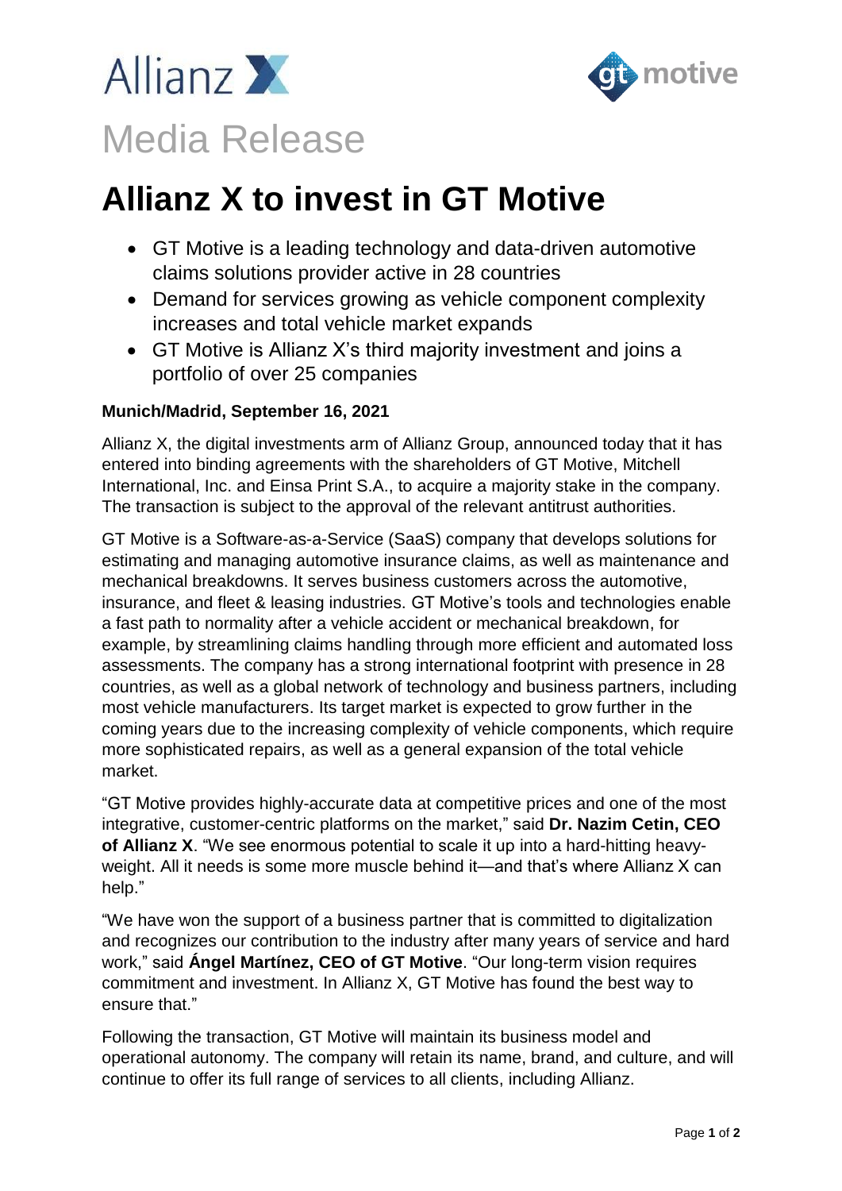Allianz X

gt motive

# Media Release

# Allianz X to invest in GT Motive

- GT Motive is a leading technology and data-driven automotive claims solutions provider active in 28 countries
- Demand for services growing as vehicle component complexity increases and total vehicle market expands
- GT Motive is Allianz X's third majority investment and joins a portfolio of over 25 companies

**Munich/Madrid, September 16, 2021**

Allianz X, the digital investments arm of Allianz Group, announced today that it has entered into binding agreements with the shareholders of GT Motive, Mitchell International, Inc. and Einsa Print S.A., to acquire a majority stake in the company. The transaction is subject to the approval of the relevant antitrust authorities.

GT Motive is a Software-as-a-Service (SaaS) company that develops solutions for estimating and managing automotive insurance claims, as well as maintenance and mechanical breakdowns. It serves business customers across the automotive, insurance, and fleet & leasing industries. GT Motive's tools and technologies enable a fast path to normality after a vehicle accident or mechanical breakdown, for example, by streamlining claims handling through more efficient and automated loss assessments. The company has a strong international footprint with presence in 28 countries, as well as a global network of technology and business partners, including most vehicle manufacturers. Its target market is expected to grow further in the coming years due to the increasing complexity of vehicle components, which require more sophisticated repairs, as well as a general expansion of the total vehicle market.

"GT Motive provides highly-accurate data at competitive prices and one of the most integrative, customer-centric platforms on the market," said **Dr. Nazim Cetin, CEO of Allianz X**. "We see enormous potential to scale it up into a hard-hitting heavy-weight. All it needs is some more muscle behind it—and that's where Allianz X can help."

"We have won the support of a business partner that is committed to digitalization and recognizes our contribution to the industry after many years of service and hard work," said **Ángel Martínez, CEO of GT Motive**. "Our long-term vision requires commitment and investment. In Allianz X, GT Motive has found the best way to ensure that."

Following the transaction, GT Motive will maintain its business model and operational autonomy. The company will retain its name, brand, and culture, and will continue to offer its full range of services to all clients, including Allianz.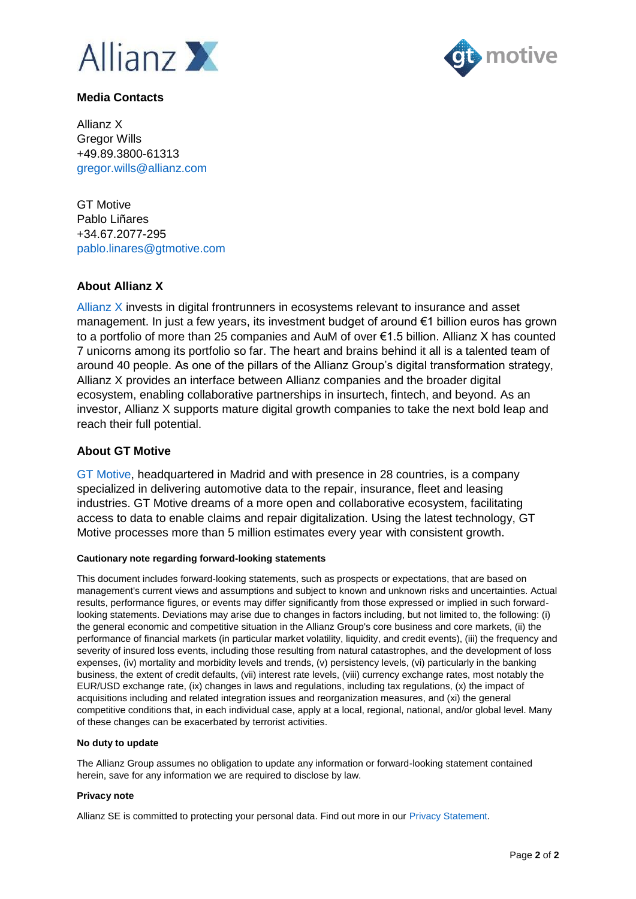**Media Contacts**

Allianz X
Gregor Wills
+49.89.3800-61313
gregor.wills@allianz.com

GT Motive
Pablo Liñares
+34.67.2077-295
pablo.linares@gtmotive.com

## About Allianz X

Allianz X invests in digital frontrunners in ecosystems relevant to insurance and asset management. In just a few years, its investment budget of around €1 billion euros has grown to a portfolio of more than 25 companies and AuM of over €1.5 billion. Allianz X has counted 7 unicorns among its portfolio so far. The heart and brains behind it all is a talented team of around 40 people. As one of the pillars of the Allianz Group's digital transformation strategy, Allianz X provides an interface between Allianz companies and the broader digital ecosystem, enabling collaborative partnerships in insurtech, fintech, and beyond. As an investor, Allianz X supports mature digital growth companies to take the next bold leap and reach their full potential.

## About GT Motive

GT Motive, headquartered in Madrid and with presence in 28 countries, is a company specialized in delivering automotive data to the repair, insurance, fleet and leasing industries. GT Motive dreams of a more open and collaborative ecosystem, facilitating access to data to enable claims and repair digitalization. Using the latest technology, GT Motive processes more than 5 million estimates every year with consistent growth.

#### Cautionary note regarding forward-looking statements

This document includes forward-looking statements, such as prospects or expectations, that are based on management's current views and assumptions and subject to known and unknown risks and uncertainties. Actual results, performance figures, or events may differ significantly from those expressed or implied in such forward-looking statements. Deviations may arise due to changes in factors including, but not limited to, the following: (i) the general economic and competitive situation in the Allianz Group's core business and core markets, (ii) the performance of financial markets (in particular market volatility, liquidity, and credit events), (iii) the frequency and severity of insured loss events, including those resulting from natural catastrophes, and the development of loss expenses, (iv) mortality and morbidity levels and trends, (v) persistency levels, (vi) particularly in the banking business, the extent of credit defaults, (vii) interest rate levels, (viii) currency exchange rates, most notably the EUR/USD exchange rate, (ix) changes in laws and regulations, including tax regulations, (x) the impact of acquisitions including and related integration issues and reorganization measures, and (xi) the general competitive conditions that, in each individual case, apply at a local, regional, national, and/or global level. Many of these changes can be exacerbated by terrorist activities.

#### No duty to update

The Allianz Group assumes no obligation to update any information or forward-looking statement contained herein, save for any information we are required to disclose by law.

#### Privacy note

Allianz SE is committed to protecting your personal data. Find out more in our Privacy Statement.